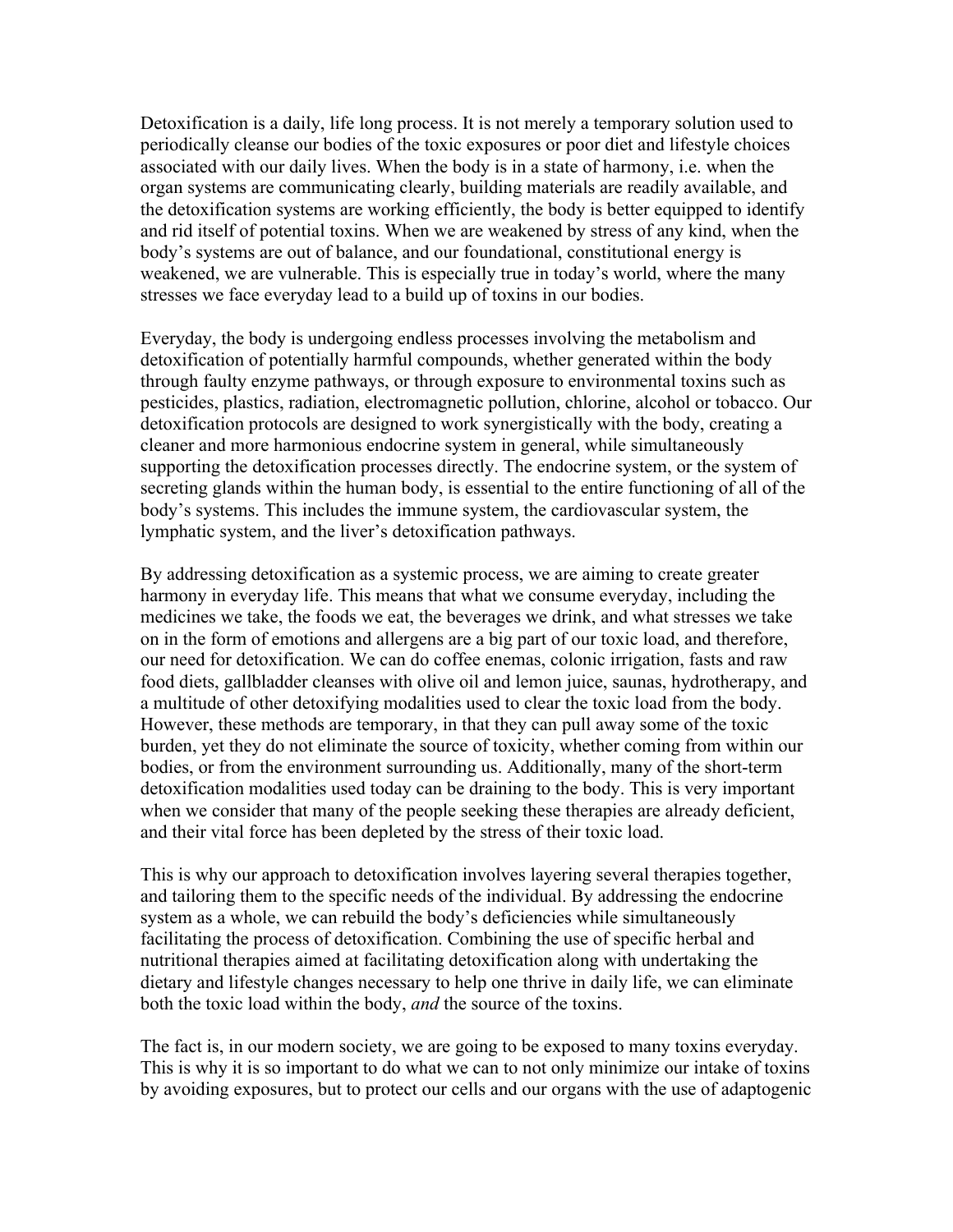Detoxification is a daily, life long process. It is not merely a temporary solution used to periodically cleanse our bodies of the toxic exposures or poor diet and lifestyle choices associated with our daily lives. When the body is in a state of harmony, i.e. when the organ systems are communicating clearly, building materials are readily available, and the detoxification systems are working efficiently, the body is better equipped to identify and rid itself of potential toxins. When we are weakened by stress of any kind, when the body's systems are out of balance, and our foundational, constitutional energy is weakened, we are vulnerable. This is especially true in today's world, where the many stresses we face everyday lead to a build up of toxins in our bodies.

Everyday, the body is undergoing endless processes involving the metabolism and detoxification of potentially harmful compounds, whether generated within the body through faulty enzyme pathways, or through exposure to environmental toxins such as pesticides, plastics, radiation, electromagnetic pollution, chlorine, alcohol or tobacco. Our detoxification protocols are designed to work synergistically with the body, creating a cleaner and more harmonious endocrine system in general, while simultaneously supporting the detoxification processes directly. The endocrine system, or the system of secreting glands within the human body, is essential to the entire functioning of all of the body's systems. This includes the immune system, the cardiovascular system, the lymphatic system, and the liver's detoxification pathways.

By addressing detoxification as a systemic process, we are aiming to create greater harmony in everyday life. This means that what we consume everyday, including the medicines we take, the foods we eat, the beverages we drink, and what stresses we take on in the form of emotions and allergens are a big part of our toxic load, and therefore, our need for detoxification. We can do coffee enemas, colonic irrigation, fasts and raw food diets, gallbladder cleanses with olive oil and lemon juice, saunas, hydrotherapy, and a multitude of other detoxifying modalities used to clear the toxic load from the body. However, these methods are temporary, in that they can pull away some of the toxic burden, yet they do not eliminate the source of toxicity, whether coming from within our bodies, or from the environment surrounding us. Additionally, many of the short-term detoxification modalities used today can be draining to the body. This is very important when we consider that many of the people seeking these therapies are already deficient, and their vital force has been depleted by the stress of their toxic load.

This is why our approach to detoxification involves layering several therapies together, and tailoring them to the specific needs of the individual. By addressing the endocrine system as a whole, we can rebuild the body's deficiencies while simultaneously facilitating the process of detoxification. Combining the use of specific herbal and nutritional therapies aimed at facilitating detoxification along with undertaking the dietary and lifestyle changes necessary to help one thrive in daily life, we can eliminate both the toxic load within the body, *and* the source of the toxins.

The fact is, in our modern society, we are going to be exposed to many toxins everyday. This is why it is so important to do what we can to not only minimize our intake of toxins by avoiding exposures, but to protect our cells and our organs with the use of adaptogenic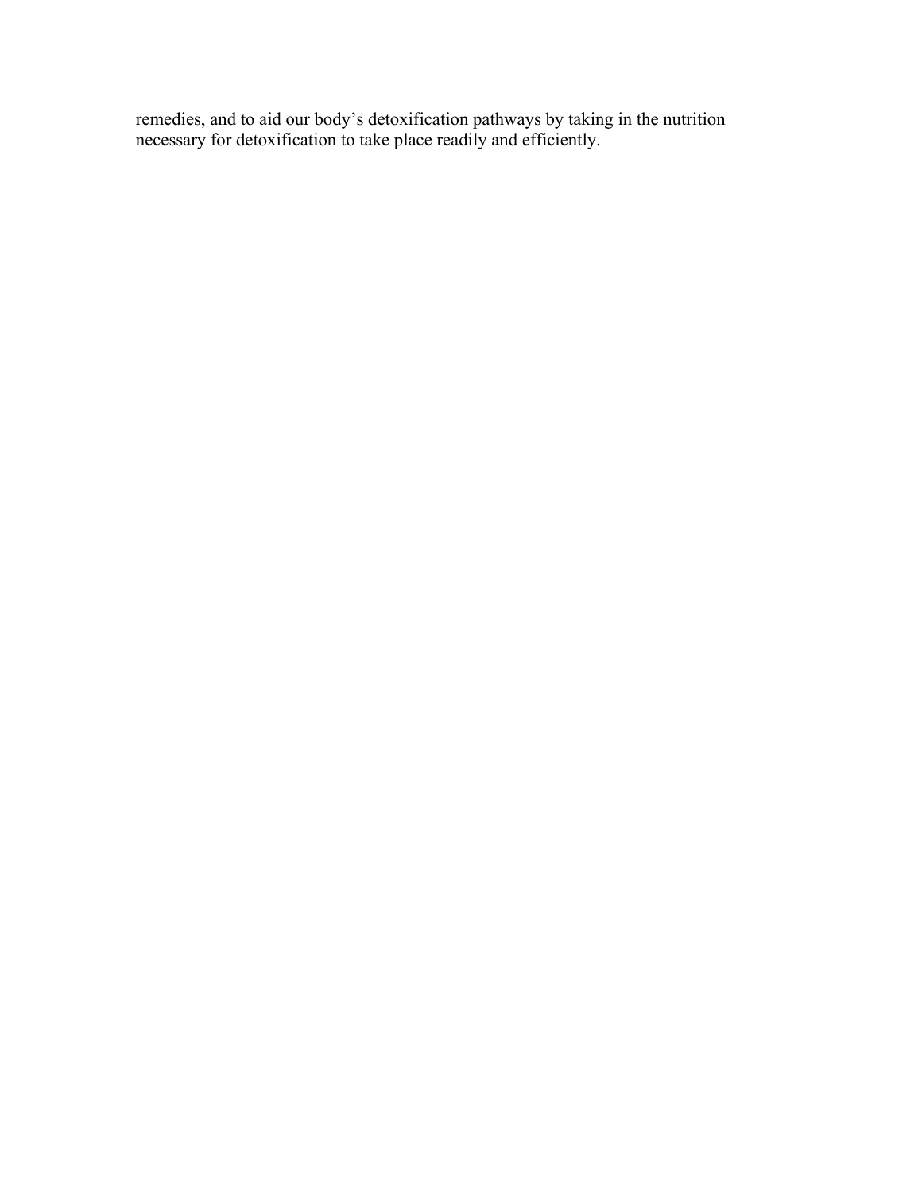remedies, and to aid our body's detoxification pathways by taking in the nutrition necessary for detoxification to take place readily and efficiently.